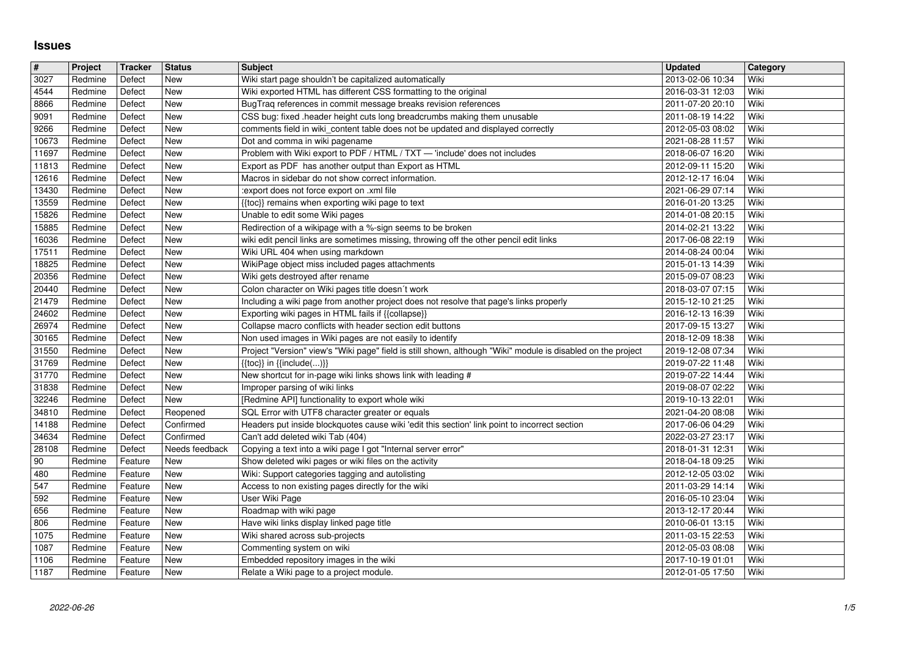# Issues

| # | Project | Tracker | Status | Subject | Updated | Category |
|---|---|---|---|---|---|---|
| 3027 | Redmine | Defect | New | Wiki start page shouldn't be capitalized automatically | 2013-02-06 10:34 | Wiki |
| 4544 | Redmine | Defect | New | Wiki exported HTML has different CSS formatting to the original | 2016-03-31 12:03 | Wiki |
| 8866 | Redmine | Defect | New | BugTraq references in commit message breaks revision references | 2011-07-20 20:10 | Wiki |
| 9091 | Redmine | Defect | New | CSS bug: fixed .header height cuts long breadcrumbs making them unusable | 2011-08-19 14:22 | Wiki |
| 9266 | Redmine | Defect | New | comments field in wiki_content table does not be updated and displayed correctly | 2012-05-03 08:02 | Wiki |
| 10673 | Redmine | Defect | New | Dot and comma in wiki pagename | 2021-08-28 11:57 | Wiki |
| 11697 | Redmine | Defect | New | Problem with Wiki export to PDF / HTML / TXT — 'include' does not includes | 2018-06-07 16:20 | Wiki |
| 11813 | Redmine | Defect | New | Export as PDF has another output than Export as HTML | 2012-09-11 15:20 | Wiki |
| 12616 | Redmine | Defect | New | Macros in sidebar do not show correct information. | 2012-12-17 16:04 | Wiki |
| 13430 | Redmine | Defect | New | :export does not force export on .xml file | 2021-06-29 07:14 | Wiki |
| 13559 | Redmine | Defect | New | {{toc}} remains when exporting wiki page to text | 2016-01-20 13:25 | Wiki |
| 15826 | Redmine | Defect | New | Unable to edit some Wiki pages | 2014-01-08 20:15 | Wiki |
| 15885 | Redmine | Defect | New | Redirection of a wikipage with a %-sign seems to be broken | 2014-02-21 13:22 | Wiki |
| 16036 | Redmine | Defect | New | wiki edit pencil links are sometimes missing, throwing off the other pencil edit links | 2017-06-08 22:19 | Wiki |
| 17511 | Redmine | Defect | New | Wiki URL 404 when using markdown | 2014-08-24 00:04 | Wiki |
| 18825 | Redmine | Defect | New | WikiPage object miss included pages attachments | 2015-01-13 14:39 | Wiki |
| 20356 | Redmine | Defect | New | Wiki gets destroyed after rename | 2015-09-07 08:23 | Wiki |
| 20440 | Redmine | Defect | New | Colon character on Wiki pages title doesn´t work | 2018-03-07 07:15 | Wiki |
| 21479 | Redmine | Defect | New | Including a wiki page from another project does not resolve that page's links properly | 2015-12-10 21:25 | Wiki |
| 24602 | Redmine | Defect | New | Exporting wiki pages in HTML fails if {{collapse}} | 2016-12-13 16:39 | Wiki |
| 26974 | Redmine | Defect | New | Collapse macro conflicts with header section edit buttons | 2017-09-15 13:27 | Wiki |
| 30165 | Redmine | Defect | New | Non used images in Wiki pages are not easily to identify | 2018-12-09 18:38 | Wiki |
| 31550 | Redmine | Defect | New | Project "Version" view's "Wiki page" field is still shown, although "Wiki" module is disabled on the project | 2019-12-08 07:34 | Wiki |
| 31769 | Redmine | Defect | New | {{toc}} in {{include(...)}} | 2019-07-22 11:48 | Wiki |
| 31770 | Redmine | Defect | New | New shortcut for in-page wiki links shows link with leading # | 2019-07-22 14:44 | Wiki |
| 31838 | Redmine | Defect | New | Improper parsing of wiki links | 2019-08-07 02:22 | Wiki |
| 32246 | Redmine | Defect | New | [Redmine API] functionality to export whole wiki | 2019-10-13 22:01 | Wiki |
| 34810 | Redmine | Defect | Reopened | SQL Error with UTF8 character greater or equals | 2021-04-20 08:08 | Wiki |
| 14188 | Redmine | Defect | Confirmed | Headers put inside blockquotes cause wiki 'edit this section' link point to incorrect section | 2017-06-06 04:29 | Wiki |
| 34634 | Redmine | Defect | Confirmed | Can't add deleted wiki Tab (404) | 2022-03-27 23:17 | Wiki |
| 28108 | Redmine | Defect | Needs feedback | Copying a text into a wiki page I got "Internal server error" | 2018-01-31 12:31 | Wiki |
| 90 | Redmine | Feature | New | Show deleted wiki pages or wiki files on the activity | 2018-04-18 09:25 | Wiki |
| 480 | Redmine | Feature | New | Wiki: Support categories tagging and autolisting | 2012-12-05 03:02 | Wiki |
| 547 | Redmine | Feature | New | Access to non existing pages directly for the wiki | 2011-03-29 14:14 | Wiki |
| 592 | Redmine | Feature | New | User Wiki Page | 2016-05-10 23:04 | Wiki |
| 656 | Redmine | Feature | New | Roadmap with wiki page | 2013-12-17 20:44 | Wiki |
| 806 | Redmine | Feature | New | Have wiki links display linked page title | 2010-06-01 13:15 | Wiki |
| 1075 | Redmine | Feature | New | Wiki shared across sub-projects | 2011-03-15 22:53 | Wiki |
| 1087 | Redmine | Feature | New | Commenting system on wiki | 2012-05-03 08:08 | Wiki |
| 1106 | Redmine | Feature | New | Embedded repository images in the wiki | 2017-10-19 01:01 | Wiki |
| 1187 | Redmine | Feature | New | Relate a Wiki page to a project module. | 2012-01-05 17:50 | Wiki |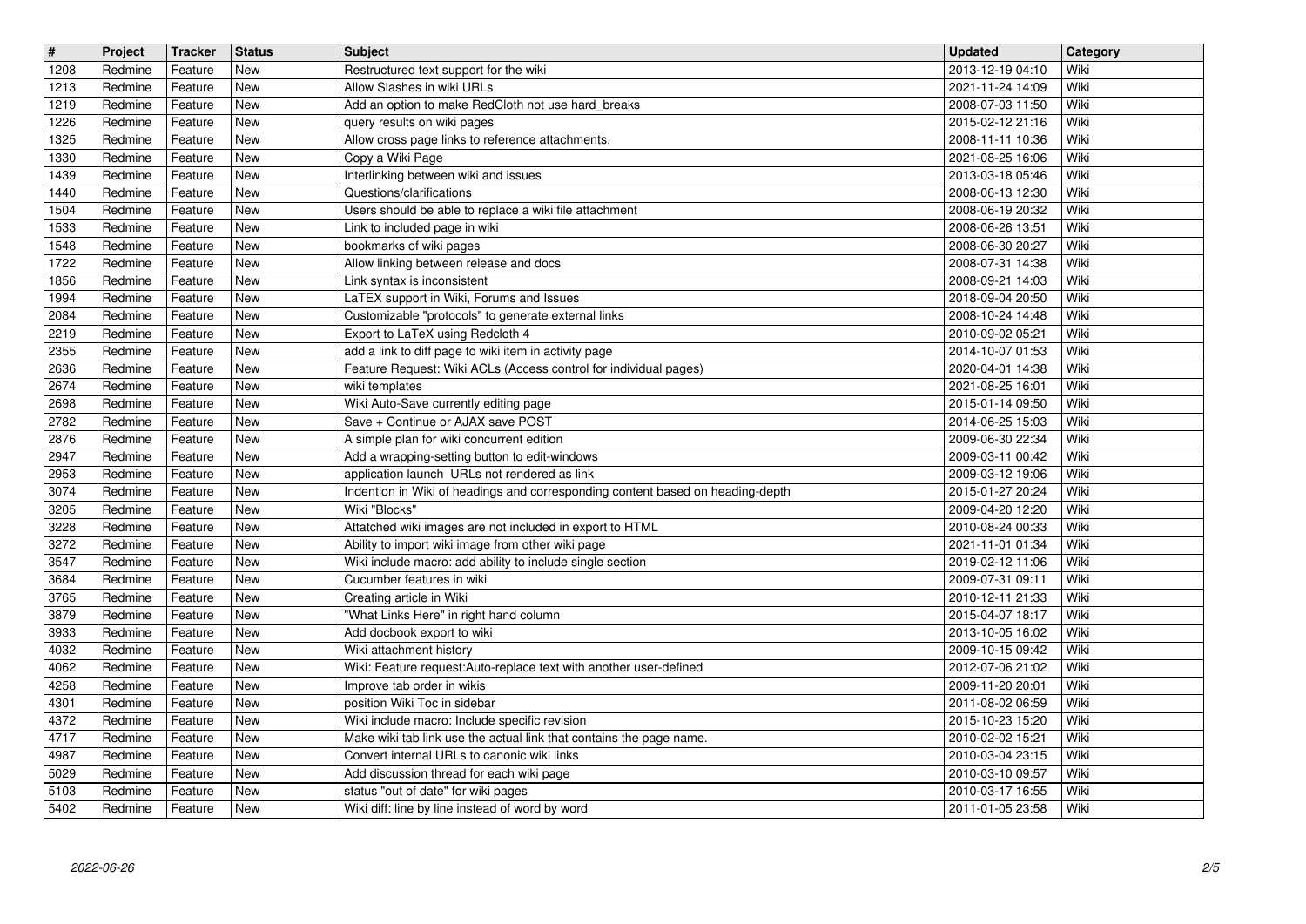| # | Project | Tracker | Status | Subject | Updated | Category |
|---|---|---|---|---|---|---|
| 1208 | Redmine | Feature | New | Restructured text support for the wiki | 2013-12-19 04:10 | Wiki |
| 1213 | Redmine | Feature | New | Allow Slashes in wiki URLs | 2021-11-24 14:09 | Wiki |
| 1219 | Redmine | Feature | New | Add an option to make RedCloth not use hard_breaks | 2008-07-03 11:50 | Wiki |
| 1226 | Redmine | Feature | New | query results on wiki pages | 2015-02-12 21:16 | Wiki |
| 1325 | Redmine | Feature | New | Allow cross page links to reference attachments. | 2008-11-11 10:36 | Wiki |
| 1330 | Redmine | Feature | New | Copy a Wiki Page | 2021-08-25 16:06 | Wiki |
| 1439 | Redmine | Feature | New | Interlinking between wiki and issues | 2013-03-18 05:46 | Wiki |
| 1440 | Redmine | Feature | New | Questions/clarifications | 2008-06-13 12:30 | Wiki |
| 1504 | Redmine | Feature | New | Users should be able to replace a wiki file attachment | 2008-06-19 20:32 | Wiki |
| 1533 | Redmine | Feature | New | Link to included page in wiki | 2008-06-26 13:51 | Wiki |
| 1548 | Redmine | Feature | New | bookmarks of wiki pages | 2008-06-30 20:27 | Wiki |
| 1722 | Redmine | Feature | New | Allow linking between release and docs | 2008-07-31 14:38 | Wiki |
| 1856 | Redmine | Feature | New | Link syntax is inconsistent | 2008-09-21 14:03 | Wiki |
| 1994 | Redmine | Feature | New | LaTEX support in Wiki, Forums and Issues | 2018-09-04 20:50 | Wiki |
| 2084 | Redmine | Feature | New | Customizable "protocols" to generate external links | 2008-10-24 14:48 | Wiki |
| 2219 | Redmine | Feature | New | Export to LaTeX using Redcloth 4 | 2010-09-02 05:21 | Wiki |
| 2355 | Redmine | Feature | New | add a link to diff page to wiki item in activity page | 2014-10-07 01:53 | Wiki |
| 2636 | Redmine | Feature | New | Feature Request: Wiki ACLs (Access control for individual pages) | 2020-04-01 14:38 | Wiki |
| 2674 | Redmine | Feature | New | wiki templates | 2021-08-25 16:01 | Wiki |
| 2698 | Redmine | Feature | New | Wiki Auto-Save currently editing page | 2015-01-14 09:50 | Wiki |
| 2782 | Redmine | Feature | New | Save + Continue or AJAX save POST | 2014-06-25 15:03 | Wiki |
| 2876 | Redmine | Feature | New | A simple plan for wiki concurrent edition | 2009-06-30 22:34 | Wiki |
| 2947 | Redmine | Feature | New | Add a wrapping-setting button to edit-windows | 2009-03-11 00:42 | Wiki |
| 2953 | Redmine | Feature | New | application launch URLs not rendered as link | 2009-03-12 19:06 | Wiki |
| 3074 | Redmine | Feature | New | Indention in Wiki of headings and corresponding content based on heading-depth | 2015-01-27 20:24 | Wiki |
| 3205 | Redmine | Feature | New | Wiki "Blocks" | 2009-04-20 12:20 | Wiki |
| 3228 | Redmine | Feature | New | Attatched wiki images are not included in export to HTML | 2010-08-24 00:33 | Wiki |
| 3272 | Redmine | Feature | New | Ability to import wiki image from other wiki page | 2021-11-01 01:34 | Wiki |
| 3547 | Redmine | Feature | New | Wiki include macro: add ability to include single section | 2019-02-12 11:06 | Wiki |
| 3684 | Redmine | Feature | New | Cucumber features in wiki | 2009-07-31 09:11 | Wiki |
| 3765 | Redmine | Feature | New | Creating article in Wiki | 2010-12-11 21:33 | Wiki |
| 3879 | Redmine | Feature | New | "What Links Here" in right hand column | 2015-04-07 18:17 | Wiki |
| 3933 | Redmine | Feature | New | Add docbook export to wiki | 2013-10-05 16:02 | Wiki |
| 4032 | Redmine | Feature | New | Wiki attachment history | 2009-10-15 09:42 | Wiki |
| 4062 | Redmine | Feature | New | Wiki: Feature request:Auto-replace text with another user-defined | 2012-07-06 21:02 | Wiki |
| 4258 | Redmine | Feature | New | Improve tab order in wikis | 2009-11-20 20:01 | Wiki |
| 4301 | Redmine | Feature | New | position Wiki Toc in sidebar | 2011-08-02 06:59 | Wiki |
| 4372 | Redmine | Feature | New | Wiki include macro: Include specific revision | 2015-10-23 15:20 | Wiki |
| 4717 | Redmine | Feature | New | Make wiki tab link use the actual link that contains the page name. | 2010-02-02 15:21 | Wiki |
| 4987 | Redmine | Feature | New | Convert internal URLs to canonic wiki links | 2010-03-04 23:15 | Wiki |
| 5029 | Redmine | Feature | New | Add discussion thread for each wiki page | 2010-03-10 09:57 | Wiki |
| 5103 | Redmine | Feature | New | status "out of date" for wiki pages | 2010-03-17 16:55 | Wiki |
| 5402 | Redmine | Feature | New | Wiki diff: line by line instead of word by word | 2011-01-05 23:58 | Wiki |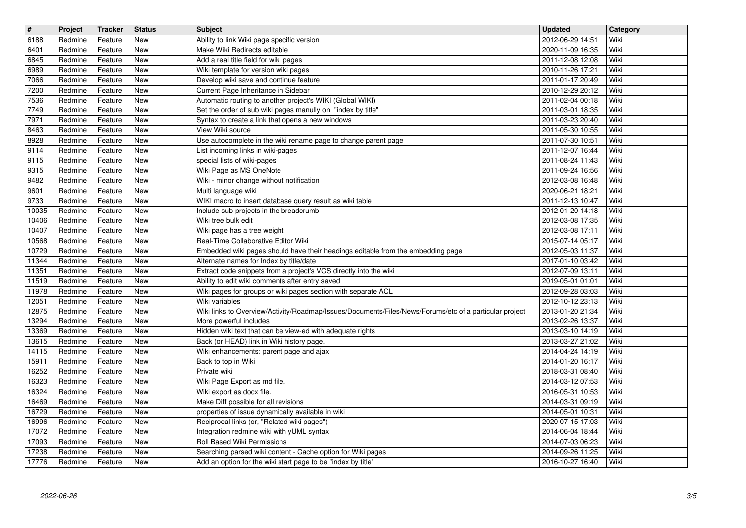| # | Project | Tracker | Status | Subject | Updated | Category |
| --- | --- | --- | --- | --- | --- | --- |
| 6188 | Redmine | Feature | New | Ability to link Wiki page specific version | 2012-06-29 14:51 | Wiki |
| 6401 | Redmine | Feature | New | Make Wiki Redirects editable | 2020-11-09 16:35 | Wiki |
| 6845 | Redmine | Feature | New | Add a real title field for wiki pages | 2011-12-08 12:08 | Wiki |
| 6989 | Redmine | Feature | New | Wiki template for version wiki pages | 2010-11-26 17:21 | Wiki |
| 7066 | Redmine | Feature | New | Develop wiki save and continue feature | 2011-01-17 20:49 | Wiki |
| 7200 | Redmine | Feature | New | Current Page Inheritance in Sidebar | 2010-12-29 20:12 | Wiki |
| 7536 | Redmine | Feature | New | Automatic routing to another project's WIKI (Global WIKI) | 2011-02-04 00:18 | Wiki |
| 7749 | Redmine | Feature | New | Set the order of sub wiki pages manully on "index by title" | 2011-03-01 18:35 | Wiki |
| 7971 | Redmine | Feature | New | Syntax to create a link that opens a new windows | 2011-03-23 20:40 | Wiki |
| 8463 | Redmine | Feature | New | View Wiki source | 2011-05-30 10:55 | Wiki |
| 8928 | Redmine | Feature | New | Use autocomplete in the wiki rename page to change parent page | 2011-07-30 10:51 | Wiki |
| 9114 | Redmine | Feature | New | List incoming links in wiki-pages | 2011-12-07 16:44 | Wiki |
| 9115 | Redmine | Feature | New | special lists of wiki-pages | 2011-08-24 11:43 | Wiki |
| 9315 | Redmine | Feature | New | Wiki Page as MS OneNote | 2011-09-24 16:56 | Wiki |
| 9482 | Redmine | Feature | New | Wiki - minor change without notification | 2012-03-08 16:48 | Wiki |
| 9601 | Redmine | Feature | New | Multi language wiki | 2020-06-21 18:21 | Wiki |
| 9733 | Redmine | Feature | New | WIKI macro to insert database query result as wiki table | 2011-12-13 10:47 | Wiki |
| 10035 | Redmine | Feature | New | Include sub-projects in the breadcrumb | 2012-01-20 14:18 | Wiki |
| 10406 | Redmine | Feature | New | Wiki tree bulk edit | 2012-03-08 17:35 | Wiki |
| 10407 | Redmine | Feature | New | Wiki page has a tree weight | 2012-03-08 17:11 | Wiki |
| 10568 | Redmine | Feature | New | Real-Time Collaborative Editor Wiki | 2015-07-14 05:17 | Wiki |
| 10729 | Redmine | Feature | New | Embedded wiki pages should have their headings editable from the embedding page | 2012-05-03 11:37 | Wiki |
| 11344 | Redmine | Feature | New | Alternate names for Index by title/date | 2017-01-10 03:42 | Wiki |
| 11351 | Redmine | Feature | New | Extract code snippets from a project's VCS directly into the wiki | 2012-07-09 13:11 | Wiki |
| 11519 | Redmine | Feature | New | Ability to edit wiki comments after entry saved | 2019-05-01 01:01 | Wiki |
| 11978 | Redmine | Feature | New | Wiki pages for groups or wiki pages section with separate ACL | 2012-09-28 03:03 | Wiki |
| 12051 | Redmine | Feature | New | Wiki variables | 2012-10-12 23:13 | Wiki |
| 12875 | Redmine | Feature | New | Wiki links to Overview/Activity/Roadmap/Issues/Documents/Files/News/Forums/etc of a particular project | 2013-01-20 21:34 | Wiki |
| 13294 | Redmine | Feature | New | More powerful includes | 2013-02-26 13:37 | Wiki |
| 13369 | Redmine | Feature | New | Hidden wiki text that can be view-ed with adequate rights | 2013-03-10 14:19 | Wiki |
| 13615 | Redmine | Feature | New | Back (or HEAD) link in Wiki history page. | 2013-03-27 21:02 | Wiki |
| 14115 | Redmine | Feature | New | Wiki enhancements: parent page and ajax | 2014-04-24 14:19 | Wiki |
| 15911 | Redmine | Feature | New | Back to top in Wiki | 2014-01-20 16:17 | Wiki |
| 16252 | Redmine | Feature | New | Private wiki | 2018-03-31 08:40 | Wiki |
| 16323 | Redmine | Feature | New | Wiki Page Export as md file. | 2014-03-12 07:53 | Wiki |
| 16324 | Redmine | Feature | New | Wiki export as docx file. | 2016-05-31 10:53 | Wiki |
| 16469 | Redmine | Feature | New | Make Diff possible for all revisions | 2014-03-31 09:19 | Wiki |
| 16729 | Redmine | Feature | New | properties of issue dynamically available in wiki | 2014-05-01 10:31 | Wiki |
| 16996 | Redmine | Feature | New | Reciprocal links (or, "Related wiki pages") | 2020-07-15 17:03 | Wiki |
| 17072 | Redmine | Feature | New | Integration redmine wiki with yUML syntax | 2014-06-04 18:44 | Wiki |
| 17093 | Redmine | Feature | New | Roll Based Wiki Permissions | 2014-07-03 06:23 | Wiki |
| 17238 | Redmine | Feature | New | Searching parsed wiki content - Cache option for Wiki pages | 2014-09-26 11:25 | Wiki |
| 17776 | Redmine | Feature | New | Add an option for the wiki start page to be "index by title" | 2016-10-27 16:40 | Wiki |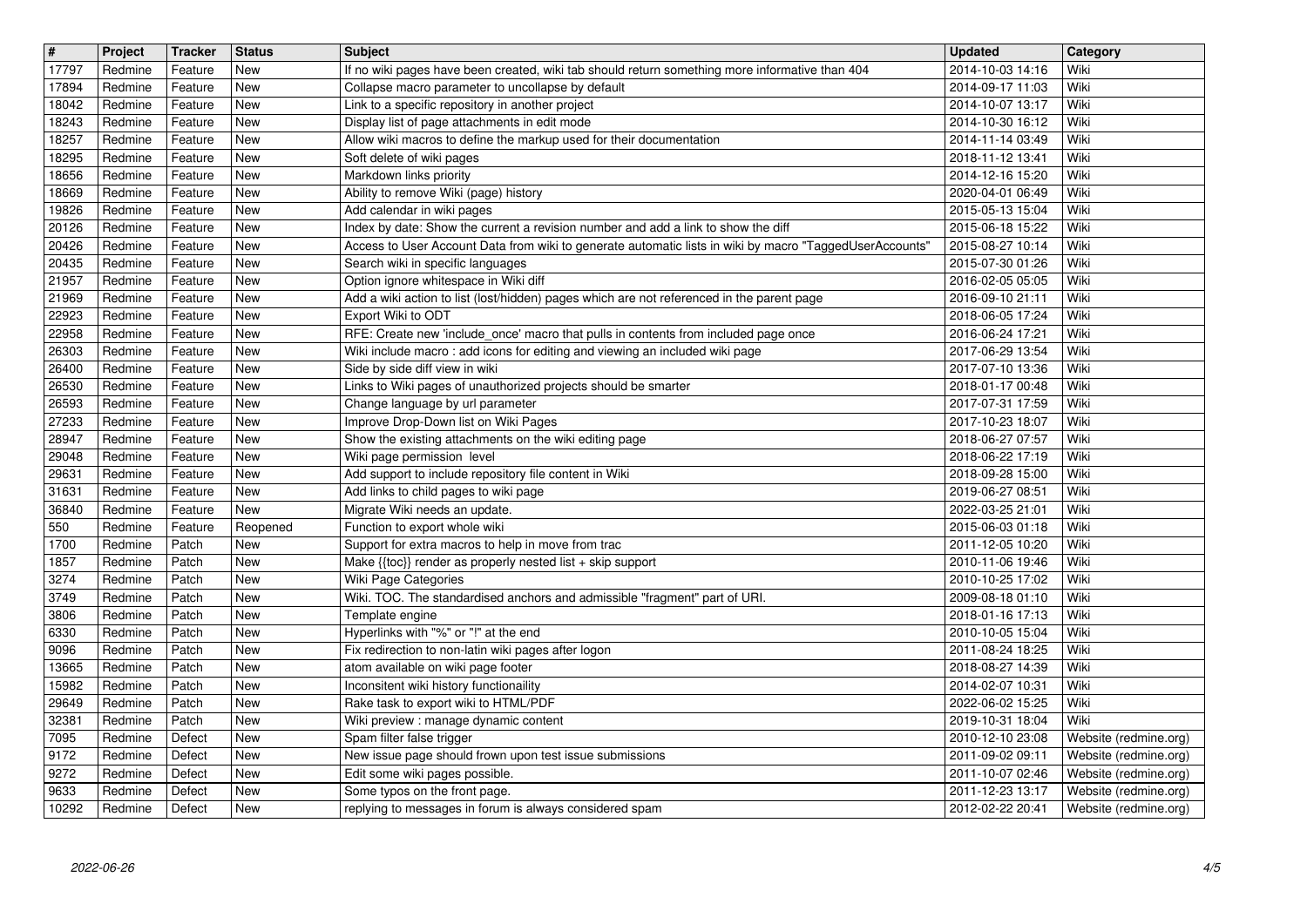| # | Project | Tracker | Status | Subject | Updated | Category |
|---|---|---|---|---|---|---|
| 17797 | Redmine | Feature | New | If no wiki pages have been created, wiki tab should return something more informative than 404 | 2014-10-03 14:16 | Wiki |
| 17894 | Redmine | Feature | New | Collapse macro parameter to uncollapse by default | 2014-09-17 11:03 | Wiki |
| 18042 | Redmine | Feature | New | Link to a specific repository in another project | 2014-10-07 13:17 | Wiki |
| 18243 | Redmine | Feature | New | Display list of page attachments in edit mode | 2014-10-30 16:12 | Wiki |
| 18257 | Redmine | Feature | New | Allow wiki macros to define the markup used for their documentation | 2014-11-14 03:49 | Wiki |
| 18295 | Redmine | Feature | New | Soft delete of wiki pages | 2018-11-12 13:41 | Wiki |
| 18656 | Redmine | Feature | New | Markdown links priority | 2014-12-16 15:20 | Wiki |
| 18669 | Redmine | Feature | New | Ability to remove Wiki (page) history | 2020-04-01 06:49 | Wiki |
| 19826 | Redmine | Feature | New | Add calendar in wiki pages | 2015-05-13 15:04 | Wiki |
| 20126 | Redmine | Feature | New | Index by date: Show the current a revision number and add a link to show the diff | 2015-06-18 15:22 | Wiki |
| 20426 | Redmine | Feature | New | Access to User Account Data from wiki to generate automatic lists in wiki by macro "TaggedUserAccounts" | 2015-08-27 10:14 | Wiki |
| 20435 | Redmine | Feature | New | Search wiki in specific languages | 2015-07-30 01:26 | Wiki |
| 21957 | Redmine | Feature | New | Option ignore whitespace in Wiki diff | 2016-02-05 05:05 | Wiki |
| 21969 | Redmine | Feature | New | Add a wiki action to list (lost/hidden) pages which are not referenced in the parent page | 2016-09-10 21:11 | Wiki |
| 22923 | Redmine | Feature | New | Export Wiki to ODT | 2018-06-05 17:24 | Wiki |
| 22958 | Redmine | Feature | New | RFE: Create new 'include_once' macro that pulls in contents from included page once | 2016-06-24 17:21 | Wiki |
| 26303 | Redmine | Feature | New | Wiki include macro : add icons for editing and viewing an included wiki page | 2017-06-29 13:54 | Wiki |
| 26400 | Redmine | Feature | New | Side by side diff view in wiki | 2017-07-10 13:36 | Wiki |
| 26530 | Redmine | Feature | New | Links to Wiki pages of unauthorized projects should be smarter | 2018-01-17 00:48 | Wiki |
| 26593 | Redmine | Feature | New | Change language by url parameter | 2017-07-31 17:59 | Wiki |
| 27233 | Redmine | Feature | New | Improve Drop-Down list on Wiki Pages | 2017-10-23 18:07 | Wiki |
| 28947 | Redmine | Feature | New | Show the existing attachments on the wiki editing page | 2018-06-27 07:57 | Wiki |
| 29048 | Redmine | Feature | New | Wiki page permission level | 2018-06-22 17:19 | Wiki |
| 29631 | Redmine | Feature | New | Add support to include repository file content in Wiki | 2018-09-28 15:00 | Wiki |
| 31631 | Redmine | Feature | New | Add links to child pages to wiki page | 2019-06-27 08:51 | Wiki |
| 36840 | Redmine | Feature | New | Migrate Wiki needs an update. | 2022-03-25 21:01 | Wiki |
| 550 | Redmine | Feature | Reopened | Function to export whole wiki | 2015-06-03 01:18 | Wiki |
| 1700 | Redmine | Patch | New | Support for extra macros to help in move from trac | 2011-12-05 10:20 | Wiki |
| 1857 | Redmine | Patch | New | Make {{toc}} render as properly nested list + skip support | 2010-11-06 19:46 | Wiki |
| 3274 | Redmine | Patch | New | Wiki Page Categories | 2010-10-25 17:02 | Wiki |
| 3749 | Redmine | Patch | New | Wiki. TOC. The standardised anchors and admissible "fragment" part of URI. | 2009-08-18 01:10 | Wiki |
| 3806 | Redmine | Patch | New | Template engine | 2018-01-16 17:13 | Wiki |
| 6330 | Redmine | Patch | New | Hyperlinks with "%" or "!" at the end | 2010-10-05 15:04 | Wiki |
| 9096 | Redmine | Patch | New | Fix redirection to non-latin wiki pages after logon | 2011-08-24 18:25 | Wiki |
| 13665 | Redmine | Patch | New | atom available on wiki page footer | 2018-08-27 14:39 | Wiki |
| 15982 | Redmine | Patch | New | Inconsitent wiki history functionaility | 2014-02-07 10:31 | Wiki |
| 29649 | Redmine | Patch | New | Rake task to export wiki to HTML/PDF | 2022-06-02 15:25 | Wiki |
| 32381 | Redmine | Patch | New | Wiki preview : manage dynamic content | 2019-10-31 18:04 | Wiki |
| 7095 | Redmine | Defect | New | Spam filter false trigger | 2010-12-10 23:08 | Website (redmine.org) |
| 9172 | Redmine | Defect | New | New issue page should frown upon test issue submissions | 2011-09-02 09:11 | Website (redmine.org) |
| 9272 | Redmine | Defect | New | Edit some wiki pages possible. | 2011-10-07 02:46 | Website (redmine.org) |
| 9633 | Redmine | Defect | New | Some typos on the front page. | 2011-12-23 13:17 | Website (redmine.org) |
| 10292 | Redmine | Defect | New | replying to messages in forum is always considered spam | 2012-02-22 20:41 | Website (redmine.org) |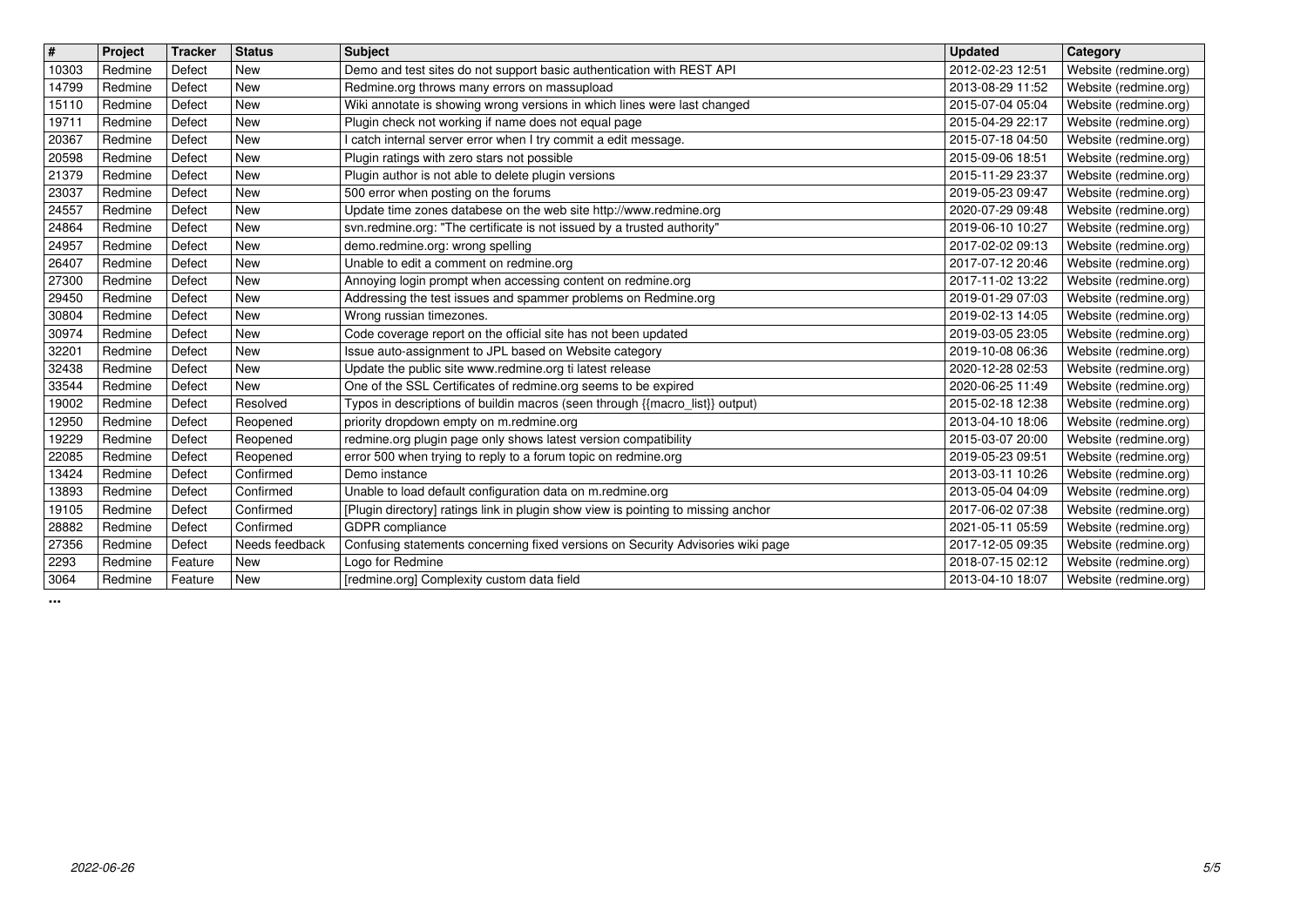| # | Project | Tracker | Status | Subject | Updated | Category |
|---|---|---|---|---|---|---|
| 10303 | Redmine | Defect | New | Demo and test sites do not support basic authentication with REST API | 2012-02-23 12:51 | Website (redmine.org) |
| 14799 | Redmine | Defect | New | Redmine.org throws many errors on massupload | 2013-08-29 11:52 | Website (redmine.org) |
| 15110 | Redmine | Defect | New | Wiki annotate is showing wrong versions in which lines were last changed | 2015-07-04 05:04 | Website (redmine.org) |
| 19711 | Redmine | Defect | New | Plugin check not working if name does not equal page | 2015-04-29 22:17 | Website (redmine.org) |
| 20367 | Redmine | Defect | New | I catch internal server error when I try commit a edit message. | 2015-07-18 04:50 | Website (redmine.org) |
| 20598 | Redmine | Defect | New | Plugin ratings with zero stars not possible | 2015-09-06 18:51 | Website (redmine.org) |
| 21379 | Redmine | Defect | New | Plugin author is not able to delete plugin versions | 2015-11-29 23:37 | Website (redmine.org) |
| 23037 | Redmine | Defect | New | 500 error when posting on the forums | 2019-05-23 09:47 | Website (redmine.org) |
| 24557 | Redmine | Defect | New | Update time zones databese on the web site http://www.redmine.org | 2020-07-29 09:48 | Website (redmine.org) |
| 24864 | Redmine | Defect | New | svn.redmine.org: "The certificate is not issued by a trusted authority" | 2019-06-10 10:27 | Website (redmine.org) |
| 24957 | Redmine | Defect | New | demo.redmine.org: wrong spelling | 2017-02-02 09:13 | Website (redmine.org) |
| 26407 | Redmine | Defect | New | Unable to edit a comment on redmine.org | 2017-07-12 20:46 | Website (redmine.org) |
| 27300 | Redmine | Defect | New | Annoying login prompt when accessing content on redmine.org | 2017-11-02 13:22 | Website (redmine.org) |
| 29450 | Redmine | Defect | New | Addressing the test issues and spammer problems on Redmine.org | 2019-01-29 07:03 | Website (redmine.org) |
| 30804 | Redmine | Defect | New | Wrong russian timezones. | 2019-02-13 14:05 | Website (redmine.org) |
| 30974 | Redmine | Defect | New | Code coverage report on the official site has not been updated | 2019-03-05 23:05 | Website (redmine.org) |
| 32201 | Redmine | Defect | New | Issue auto-assignment to JPL based on Website category | 2019-10-08 06:36 | Website (redmine.org) |
| 32438 | Redmine | Defect | New | Update the public site www.redmine.org ti latest release | 2020-12-28 02:53 | Website (redmine.org) |
| 33544 | Redmine | Defect | New | One of the SSL Certificates of redmine.org seems to be expired | 2020-06-25 11:49 | Website (redmine.org) |
| 19002 | Redmine | Defect | Resolved | Typos in descriptions of buildin macros (seen through {{macro_list}} output) | 2015-02-18 12:38 | Website (redmine.org) |
| 12950 | Redmine | Defect | Reopened | priority dropdown empty on m.redmine.org | 2013-04-10 18:06 | Website (redmine.org) |
| 19229 | Redmine | Defect | Reopened | redmine.org plugin page only shows latest version compatibility | 2015-03-07 20:00 | Website (redmine.org) |
| 22085 | Redmine | Defect | Reopened | error 500 when trying to reply to a forum topic on redmine.org | 2019-05-23 09:51 | Website (redmine.org) |
| 13424 | Redmine | Defect | Confirmed | Demo instance | 2013-03-11 10:26 | Website (redmine.org) |
| 13893 | Redmine | Defect | Confirmed | Unable to load default configuration data on m.redmine.org | 2013-05-04 04:09 | Website (redmine.org) |
| 19105 | Redmine | Defect | Confirmed | [Plugin directory] ratings link in plugin show view is pointing to missing anchor | 2017-06-02 07:38 | Website (redmine.org) |
| 28882 | Redmine | Defect | Confirmed | GDPR compliance | 2021-05-11 05:59 | Website (redmine.org) |
| 27356 | Redmine | Defect | Needs feedback | Confusing statements concerning fixed versions on Security Advisories wiki page | 2017-12-05 09:35 | Website (redmine.org) |
| 2293 | Redmine | Feature | New | Logo for Redmine | 2018-07-15 02:12 | Website (redmine.org) |
| 3064 | Redmine | Feature | New | [redmine.org] Complexity custom data field | 2013-04-10 18:07 | Website (redmine.org) |

...